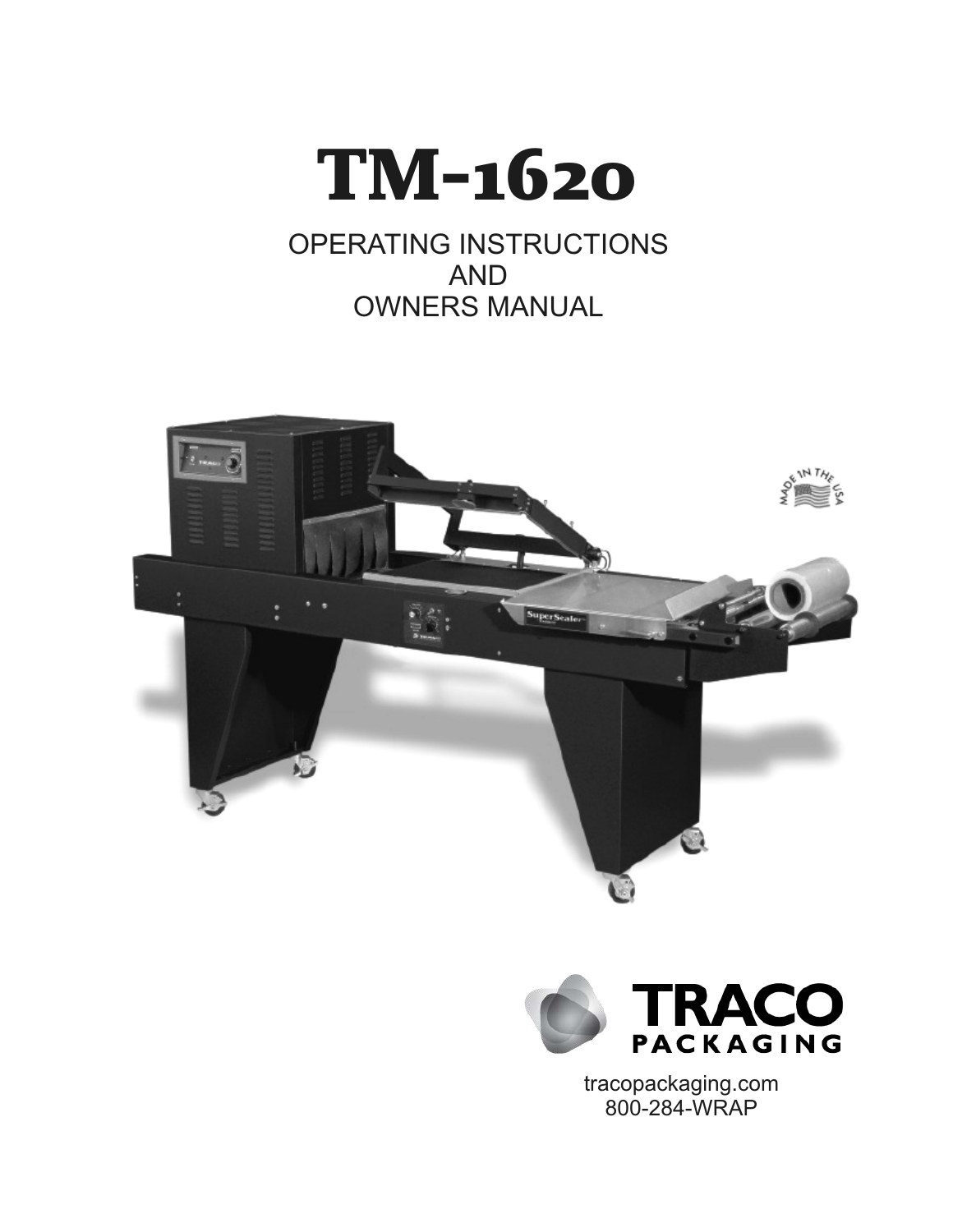# TM-1620

OPERATING INSTRUCTIONS
AND
OWNERS MANUAL

TRACO PACKAGING

tracopackaging.com
800-284-WRAP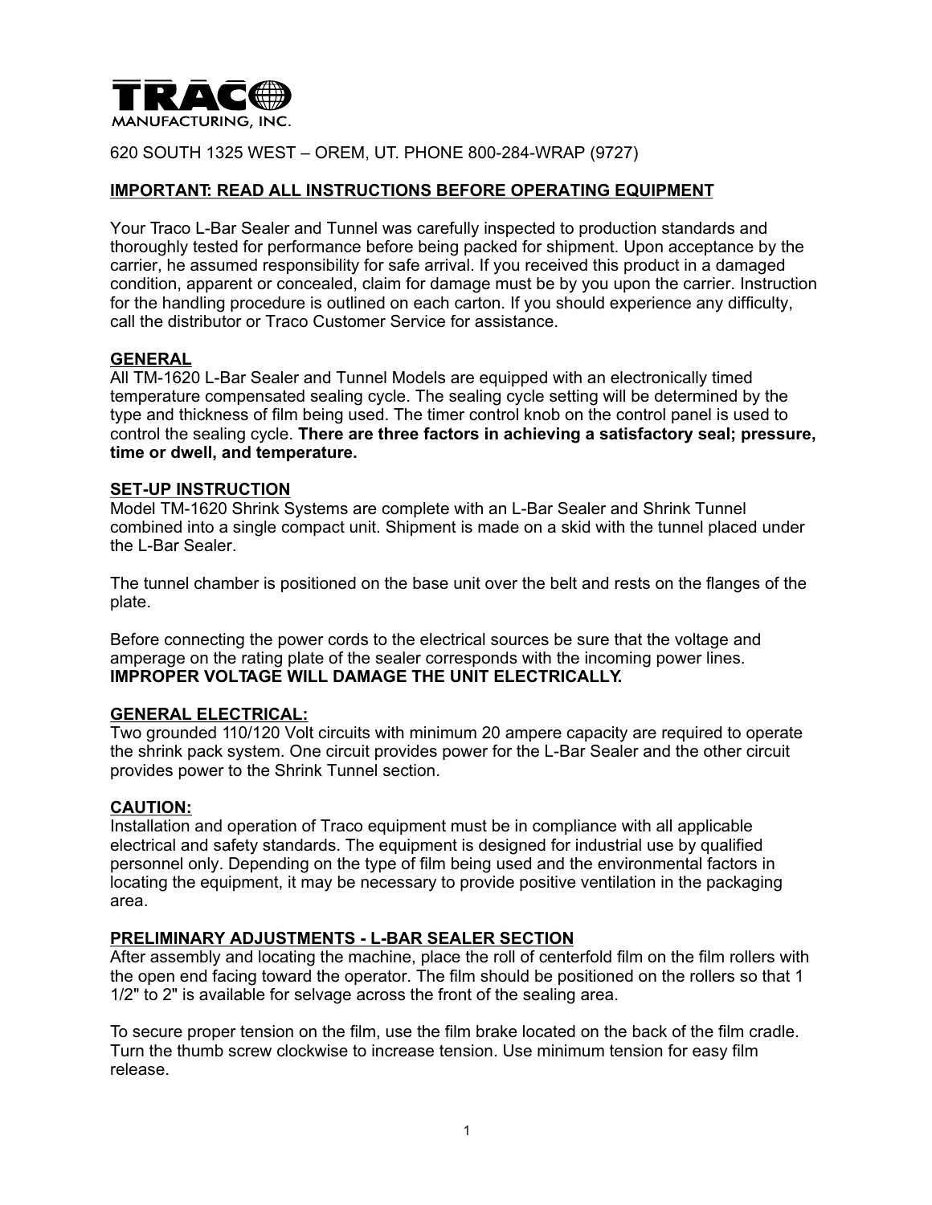**TRACO**
MANUFACTURING, INC.

620 SOUTH 1325 WEST – OREM, UT. PHONE 800-284-WRAP (9727)

## IMPORTANT: READ ALL INSTRUCTIONS BEFORE OPERATING EQUIPMENT

Your Traco L-Bar Sealer and Tunnel was carefully inspected to production standards and thoroughly tested for performance before being packed for shipment. Upon acceptance by the carrier, he assumed responsibility for safe arrival. If you received this product in a damaged condition, apparent or concealed, claim for damage must be by you upon the carrier. Instruction for the handling procedure is outlined on each carton. If you should experience any difficulty, call the distributor or Traco Customer Service for assistance.

### GENERAL

All TM-1620 L-Bar Sealer and Tunnel Models are equipped with an electronically timed temperature compensated sealing cycle. The sealing cycle setting will be determined by the type and thickness of film being used. The timer control knob on the control panel is used to control the sealing cycle. **There are three factors in achieving a satisfactory seal; pressure, time or dwell, and temperature.**

### SET-UP INSTRUCTION

Model TM-1620 Shrink Systems are complete with an L-Bar Sealer and Shrink Tunnel combined into a single compact unit. Shipment is made on a skid with the tunnel placed under the L-Bar Sealer.

The tunnel chamber is positioned on the base unit over the belt and rests on the flanges of the plate.

Before connecting the power cords to the electrical sources be sure that the voltage and amperage on the rating plate of the sealer corresponds with the incoming power lines. **IMPROPER VOLTAGE WILL DAMAGE THE UNIT ELECTRICALLY.**

### GENERAL ELECTRICAL:

Two grounded 110/120 Volt circuits with minimum 20 ampere capacity are required to operate the shrink pack system. One circuit provides power for the L-Bar Sealer and the other circuit provides power to the Shrink Tunnel section.

### CAUTION:

Installation and operation of Traco equipment must be in compliance with all applicable electrical and safety standards. The equipment is designed for industrial use by qualified personnel only. Depending on the type of film being used and the environmental factors in locating the equipment, it may be necessary to provide positive ventilation in the packaging area.

### PRELIMINARY ADJUSTMENTS - L-BAR SEALER SECTION

After assembly and locating the machine, place the roll of centerfold film on the film rollers with the open end facing toward the operator. The film should be positioned on the rollers so that 1 1/2" to 2" is available for selvage across the front of the sealing area.

To secure proper tension on the film, use the film brake located on the back of the film cradle. Turn the thumb screw clockwise to increase tension. Use minimum tension for easy film release.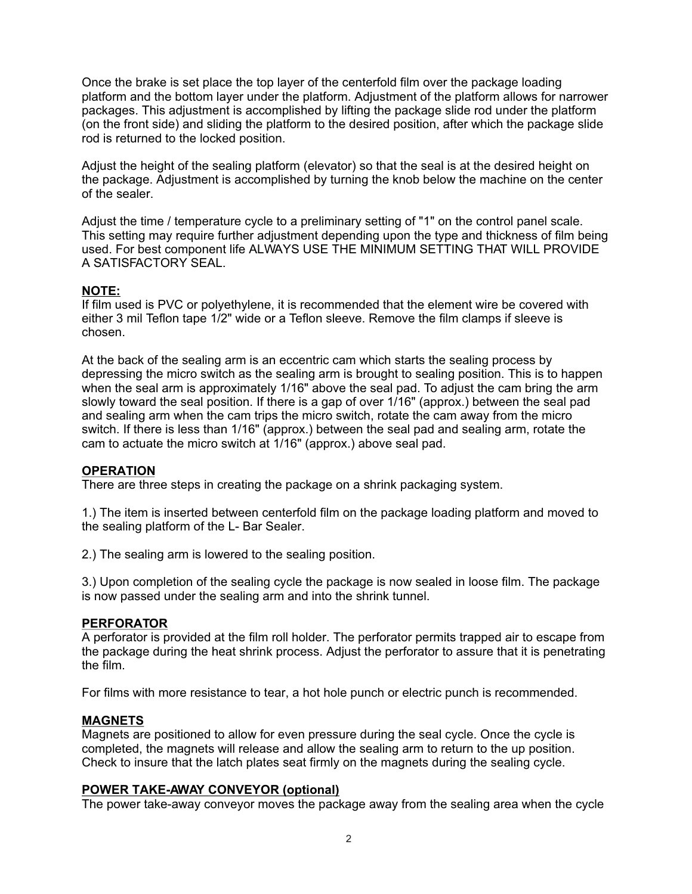Once the brake is set place the top layer of the centerfold film over the package loading platform and the bottom layer under the platform. Adjustment of the platform allows for narrower packages. This adjustment is accomplished by lifting the package slide rod under the platform (on the front side) and sliding the platform to the desired position, after which the package slide rod is returned to the locked position.

Adjust the height of the sealing platform (elevator) so that the seal is at the desired height on the package. Adjustment is accomplished by turning the knob below the machine on the center of the sealer.

Adjust the time / temperature cycle to a preliminary setting of "1" on the control panel scale. This setting may require further adjustment depending upon the type and thickness of film being used. For best component life ALWAYS USE THE MINIMUM SETTING THAT WILL PROVIDE A SATISFACTORY SEAL.

**NOTE:**
If film used is PVC or polyethylene, it is recommended that the element wire be covered with either 3 mil Teflon tape 1/2" wide or a Teflon sleeve. Remove the film clamps if sleeve is chosen.

At the back of the sealing arm is an eccentric cam which starts the sealing process by depressing the micro switch as the sealing arm is brought to sealing position. This is to happen when the seal arm is approximately 1/16" above the seal pad. To adjust the cam bring the arm slowly toward the seal position. If there is a gap of over 1/16" (approx.) between the seal pad and sealing arm when the cam trips the micro switch, rotate the cam away from the micro switch. If there is less than 1/16" (approx.) between the seal pad and sealing arm, rotate the cam to actuate the micro switch at 1/16" (approx.) above seal pad.

## OPERATION

There are three steps in creating the package on a shrink packaging system.

1.) The item is inserted between centerfold film on the package loading platform and moved to the sealing platform of the L- Bar Sealer.

2.) The sealing arm is lowered to the sealing position.

3.) Upon completion of the sealing cycle the package is now sealed in loose film. The package is now passed under the sealing arm and into the shrink tunnel.

## PERFORATOR

A perforator is provided at the film roll holder. The perforator permits trapped air to escape from the package during the heat shrink process. Adjust the perforator to assure that it is penetrating the film.

For films with more resistance to tear, a hot hole punch or electric punch is recommended.

## MAGNETS

Magnets are positioned to allow for even pressure during the seal cycle. Once the cycle is completed, the magnets will release and allow the sealing arm to return to the up position. Check to insure that the latch plates seat firmly on the magnets during the sealing cycle.

## POWER TAKE-AWAY CONVEYOR (optional)

The power take-away conveyor moves the package away from the sealing area when the cycle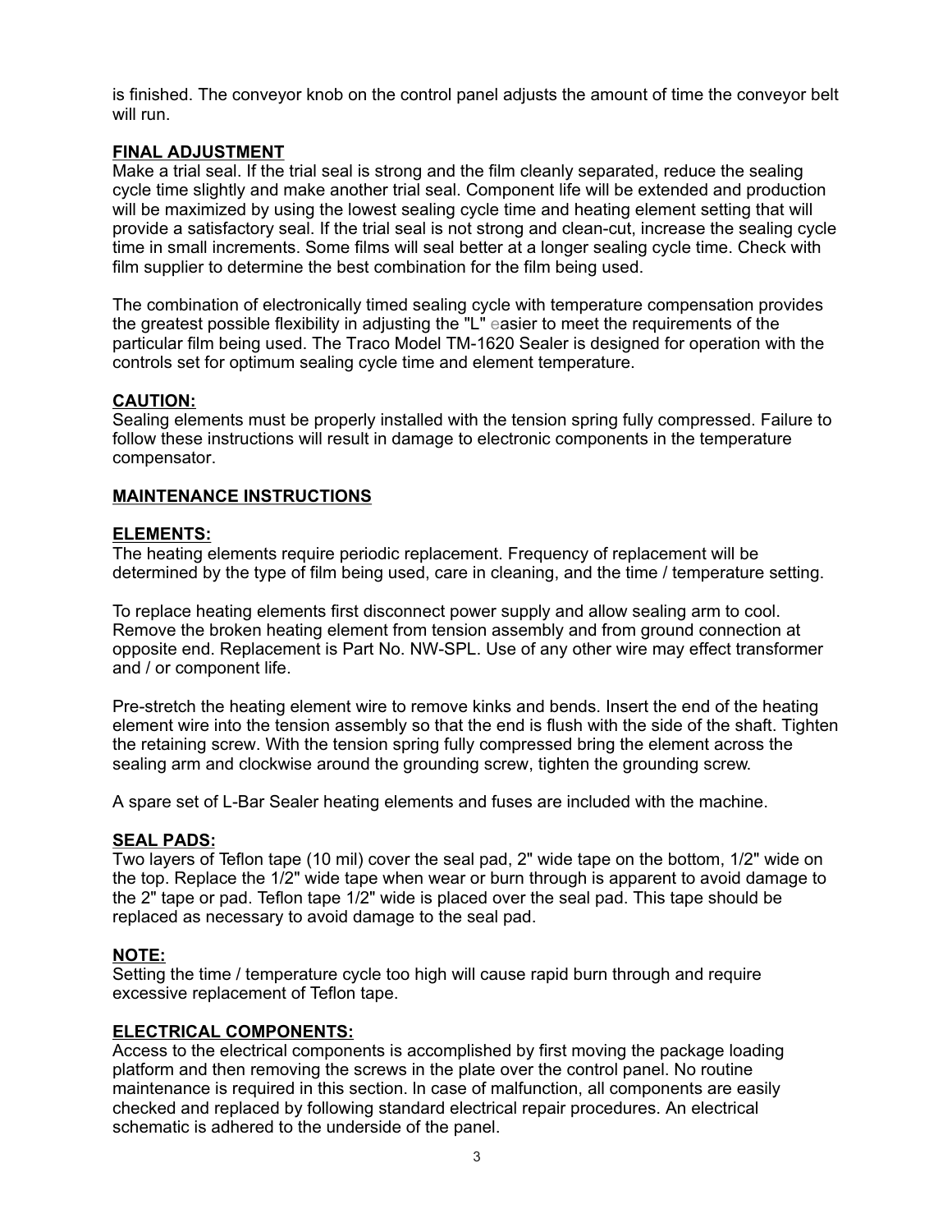is finished. The conveyor knob on the control panel adjusts the amount of time the conveyor belt will run.

**FINAL ADJUSTMENT**

Make a trial seal. If the trial seal is strong and the film cleanly separated, reduce the sealing cycle time slightly and make another trial seal. Component life will be extended and production will be maximized by using the lowest sealing cycle time and heating element setting that will provide a satisfactory seal. If the trial seal is not strong and clean-cut, increase the sealing cycle time in small increments. Some films will seal better at a longer sealing cycle time. Check with film supplier to determine the best combination for the film being used.

The combination of electronically timed sealing cycle with temperature compensation provides the greatest possible flexibility in adjusting the "L" easier to meet the requirements of the particular film being used. The Traco Model TM-1620 Sealer is designed for operation with the controls set for optimum sealing cycle time and element temperature.

**CAUTION:**

Sealing elements must be properly installed with the tension spring fully compressed. Failure to follow these instructions will result in damage to electronic components in the temperature compensator.

**MAINTENANCE INSTRUCTIONS**

**ELEMENTS:**

The heating elements require periodic replacement. Frequency of replacement will be determined by the type of film being used, care in cleaning, and the time / temperature setting.

To replace heating elements first disconnect power supply and allow sealing arm to cool. Remove the broken heating element from tension assembly and from ground connection at opposite end. Replacement is Part No. NW-SPL. Use of any other wire may effect transformer and / or component life.

Pre-stretch the heating element wire to remove kinks and bends. Insert the end of the heating element wire into the tension assembly so that the end is flush with the side of the shaft. Tighten the retaining screw. With the tension spring fully compressed bring the element across the sealing arm and clockwise around the grounding screw, tighten the grounding screw.

A spare set of L-Bar Sealer heating elements and fuses are included with the machine.

**SEAL PADS:**

Two layers of Teflon tape (10 mil) cover the seal pad, 2" wide tape on the bottom, 1/2" wide on the top. Replace the 1/2" wide tape when wear or burn through is apparent to avoid damage to the 2" tape or pad. Teflon tape 1/2" wide is placed over the seal pad. This tape should be replaced as necessary to avoid damage to the seal pad.

**NOTE:**

Setting the time / temperature cycle too high will cause rapid burn through and require excessive replacement of Teflon tape.

**ELECTRICAL COMPONENTS:**

Access to the electrical components is accomplished by first moving the package loading platform and then removing the screws in the plate over the control panel. No routine maintenance is required in this section. In case of malfunction, all components are easily checked and replaced by following standard electrical repair procedures. An electrical schematic is adhered to the underside of the panel.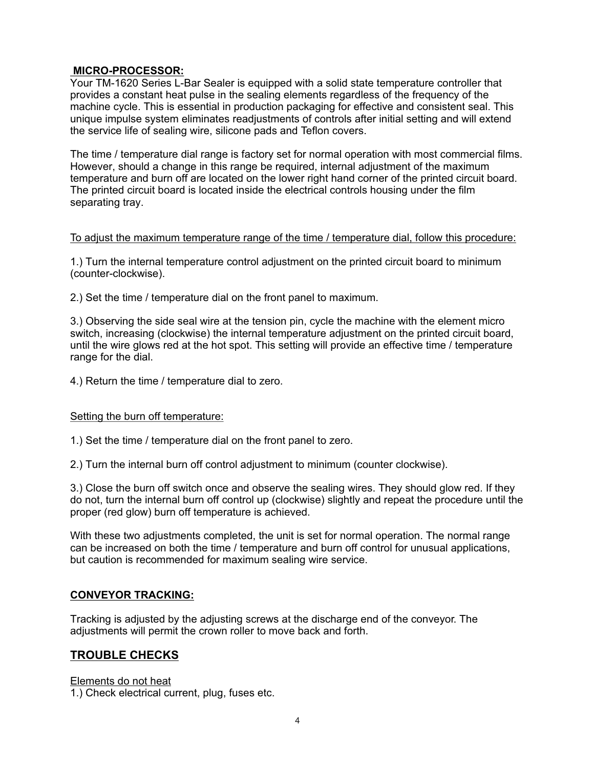## MICRO-PROCESSOR:

Your TM-1620 Series L-Bar Sealer is equipped with a solid state temperature controller that provides a constant heat pulse in the sealing elements regardless of the frequency of the machine cycle. This is essential in production packaging for effective and consistent seal. This unique impulse system eliminates readjustments of controls after initial setting and will extend the service life of sealing wire, silicone pads and Teflon covers.

The time / temperature dial range is factory set for normal operation with most commercial films. However, should a change in this range be required, internal adjustment of the maximum temperature and burn off are located on the lower right hand corner of the printed circuit board. The printed circuit board is located inside the electrical controls housing under the film separating tray.

<u>To adjust the maximum temperature range of the time / temperature dial, follow this procedure:</u>

1.) Turn the internal temperature control adjustment on the printed circuit board to minimum (counter-clockwise).

2.) Set the time / temperature dial on the front panel to maximum.

3.) Observing the side seal wire at the tension pin, cycle the machine with the element micro switch, increasing (clockwise) the internal temperature adjustment on the printed circuit board, until the wire glows red at the hot spot. This setting will provide an effective time / temperature range for the dial.

4.) Return the time / temperature dial to zero.

<u>Setting the burn off temperature:</u>

1.) Set the time / temperature dial on the front panel to zero.

2.) Turn the internal burn off control adjustment to minimum (counter clockwise).

3.) Close the burn off switch once and observe the sealing wires. They should glow red. If they do not, turn the internal burn off control up (clockwise) slightly and repeat the procedure until the proper (red glow) burn off temperature is achieved.

With these two adjustments completed, the unit is set for normal operation. The normal range can be increased on both the time / temperature and burn off control for unusual applications, but caution is recommended for maximum sealing wire service.

## CONVEYOR TRACKING:

Tracking is adjusted by the adjusting screws at the discharge end of the conveyor. The adjustments will permit the crown roller to move back and forth.

## TROUBLE CHECKS

<u>Elements do not heat</u>

1.) Check electrical current, plug, fuses etc.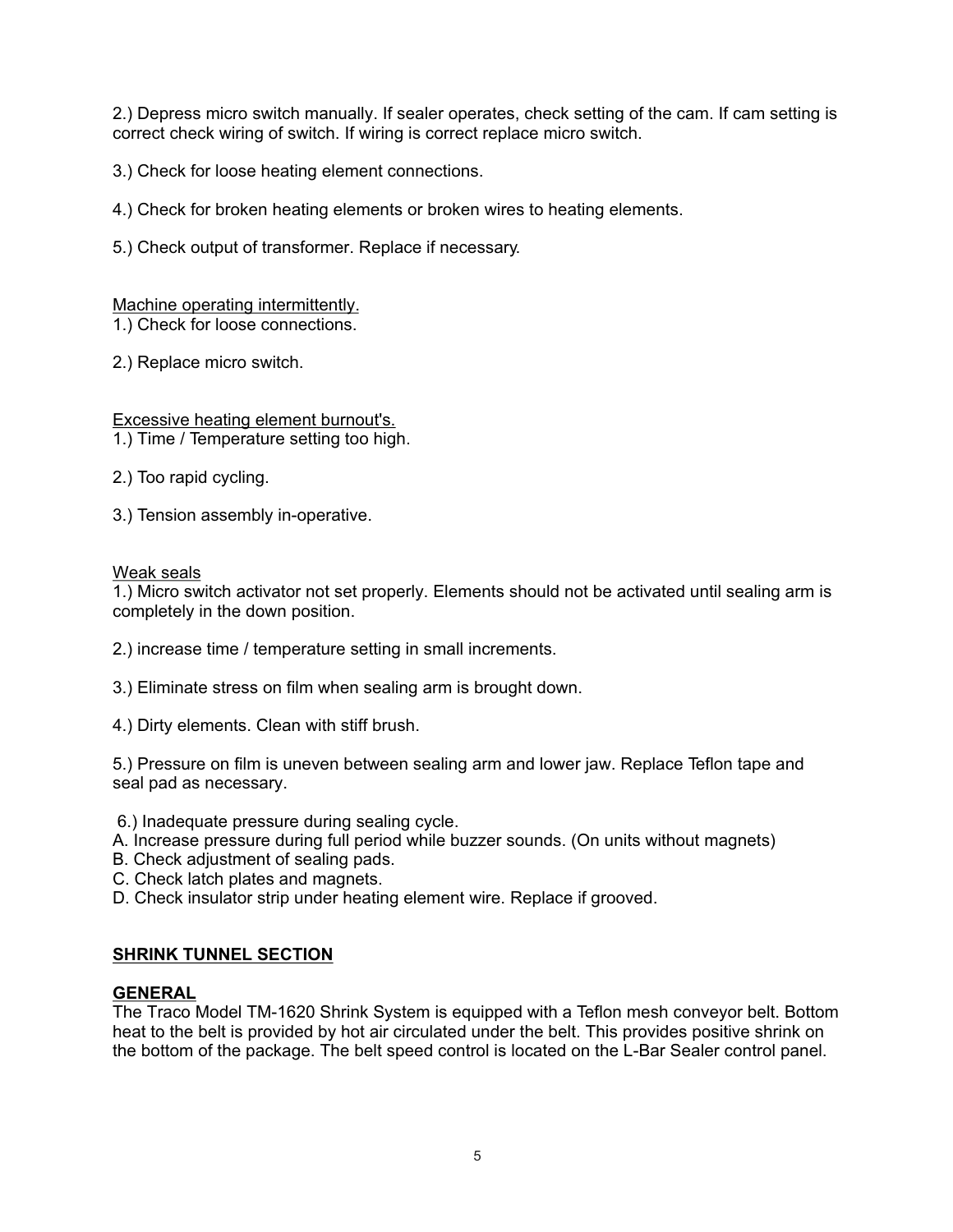2.) Depress micro switch manually. If sealer operates, check setting of the cam. If cam setting is correct check wiring of switch. If wiring is correct replace micro switch.

3.) Check for loose heating element connections.

4.) Check for broken heating elements or broken wires to heating elements.

5.) Check output of transformer. Replace if necessary.

Machine operating intermittently.

1.) Check for loose connections.

2.) Replace micro switch.

Excessive heating element burnout's.

1.) Time / Temperature setting too high.

2.) Too rapid cycling.

3.) Tension assembly in-operative.

Weak seals

1.) Micro switch activator not set properly. Elements should not be activated until sealing arm is completely in the down position.

2.) increase time / temperature setting in small increments.

3.) Eliminate stress on film when sealing arm is brought down.

4.) Dirty elements. Clean with stiff brush.

5.) Pressure on film is uneven between sealing arm and lower jaw. Replace Teflon tape and seal pad as necessary.

6.) Inadequate pressure during sealing cycle.

A. Increase pressure during full period while buzzer sounds. (On units without magnets)
B. Check adjustment of sealing pads.
C. Check latch plates and magnets.
D. Check insulator strip under heating element wire. Replace if grooved.

## SHRINK TUNNEL SECTION

### GENERAL

The Traco Model TM-1620 Shrink System is equipped with a Teflon mesh conveyor belt. Bottom heat to the belt is provided by hot air circulated under the belt. This provides positive shrink on the bottom of the package. The belt speed control is located on the L-Bar Sealer control panel.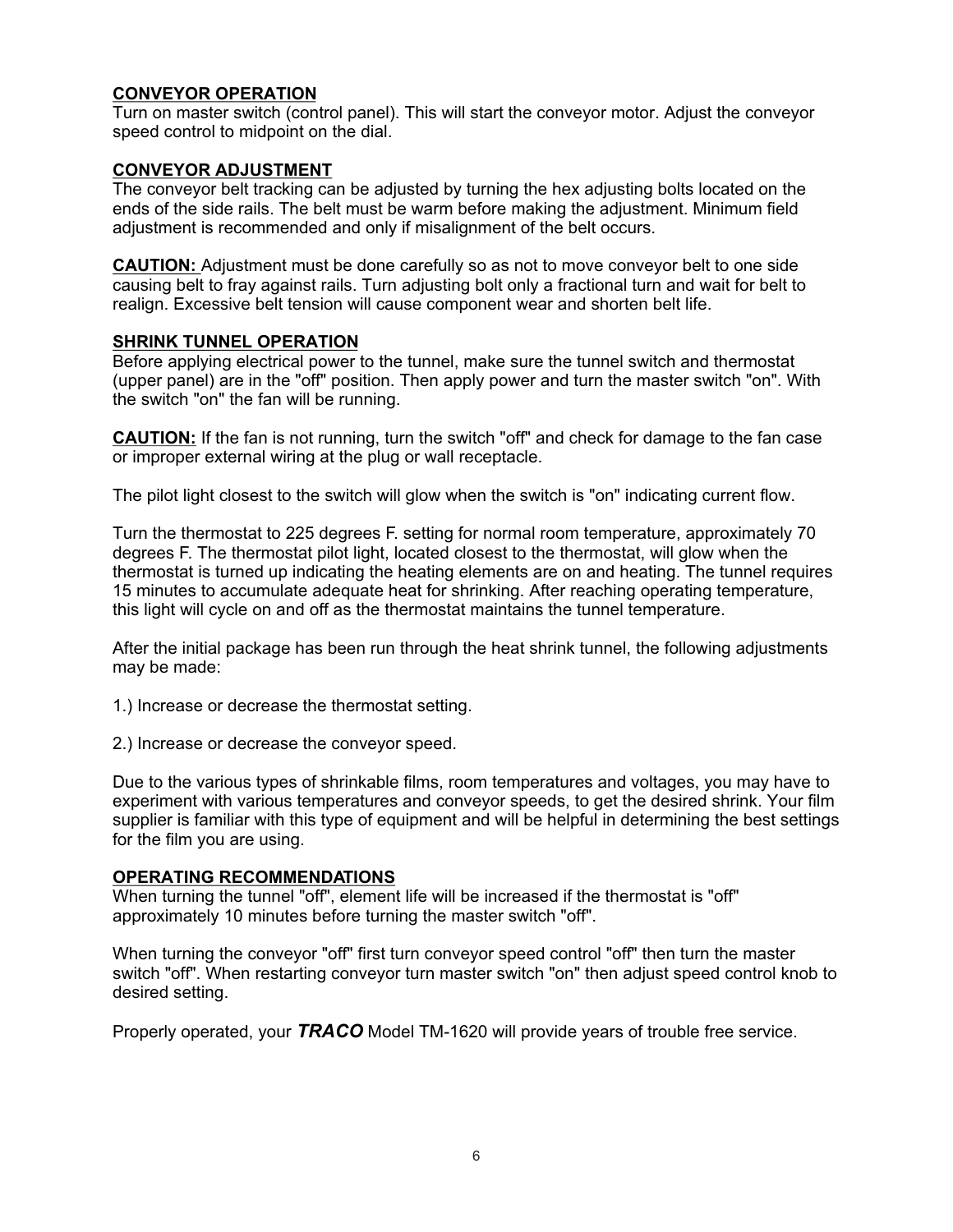## CONVEYOR OPERATION

Turn on master switch (control panel). This will start the conveyor motor. Adjust the conveyor speed control to midpoint on the dial.

## CONVEYOR ADJUSTMENT

The conveyor belt tracking can be adjusted by turning the hex adjusting bolts located on the ends of the side rails. The belt must be warm before making the adjustment. Minimum field adjustment is recommended and only if misalignment of the belt occurs.

**CAUTION:** Adjustment must be done carefully so as not to move conveyor belt to one side causing belt to fray against rails. Turn adjusting bolt only a fractional turn and wait for belt to realign. Excessive belt tension will cause component wear and shorten belt life.

## SHRINK TUNNEL OPERATION

Before applying electrical power to the tunnel, make sure the tunnel switch and thermostat (upper panel) are in the "off" position. Then apply power and turn the master switch "on". With the switch "on" the fan will be running.

**CAUTION:** If the fan is not running, turn the switch "off" and check for damage to the fan case or improper external wiring at the plug or wall receptacle.

The pilot light closest to the switch will glow when the switch is "on" indicating current flow.

Turn the thermostat to 225 degrees F. setting for normal room temperature, approximately 70 degrees F. The thermostat pilot light, located closest to the thermostat, will glow when the thermostat is turned up indicating the heating elements are on and heating. The tunnel requires 15 minutes to accumulate adequate heat for shrinking. After reaching operating temperature, this light will cycle on and off as the thermostat maintains the tunnel temperature.

After the initial package has been run through the heat shrink tunnel, the following adjustments may be made:

1.) Increase or decrease the thermostat setting.

2.) Increase or decrease the conveyor speed.

Due to the various types of shrinkable films, room temperatures and voltages, you may have to experiment with various temperatures and conveyor speeds, to get the desired shrink. Your film supplier is familiar with this type of equipment and will be helpful in determining the best settings for the film you are using.

## OPERATING RECOMMENDATIONS

When turning the tunnel "off", element life will be increased if the thermostat is "off" approximately 10 minutes before turning the master switch "off".

When turning the conveyor "off" first turn conveyor speed control "off" then turn the master switch "off". When restarting conveyor turn master switch "on" then adjust speed control knob to desired setting.

Properly operated, your ***TRACO*** Model TM-1620 will provide years of trouble free service.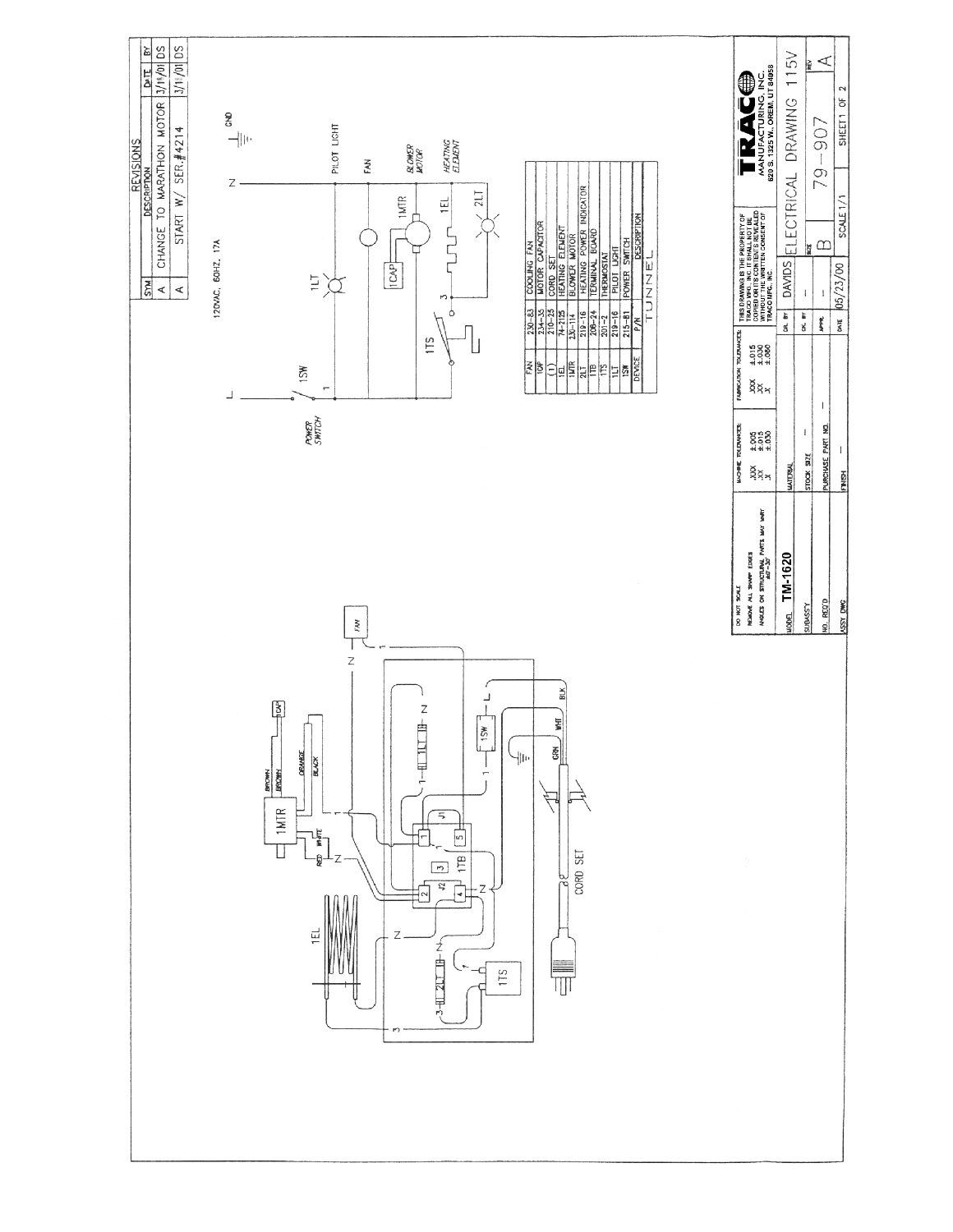## REVISIONS

| SYM | DESCRIPTION | DATE | BY |
|---|---|---|---|
| A | CHANGE TO MARATHON MOTOR | 3/1/01 | DS |
| A | START W/ SER.#4214 | 3/1/01 | DS |

120VAC, 60HZ, 17A

L, N, GND

POWER SWITCH, 1SW, 1LT, PILOT LIGHT, FAN, 1CAP, 1MTR, BLOWER MOTOR, 1TS, 1EL, HEATING ELEMENT, 2LT

| DEVICE | P/N | DESCRIPTION |
|---|---|---|
| FAN | 230-83 | COOLING FAN |
| 1CAP | 234-35 | MOTOR CAPACITOR |
| (1) | 210-25 | CORD SET |
| 1EL | 74-2125 | HEATING ELEMENT |
| 1MTR | 230-114 | BLOWER MOTOR |
| 2LT | 219-16 | HEATING POWER INDICATOR |
| 1TB | 206-24 | TERMINAL BOARD |
| 1TS | 201-2 | THERMOSTAT |
| 1LT | 219-16 | PILOT LIGHT |
| 1SW | 215-81 | POWER SWITCH |

TUNNEL

1MTR, BROWN, BROWN, ORANGE, BLACK, RED, WHITE, 1CAP, FAN, 1EL, 1TB, J1, J2, 1LT, 1SW, 2LT, 1TS, GRN, WHT, BLK, CORD SET

DO NOT SCALE
REMOVE ALL SHARP EDGES
ANGLES ON STRUCTURAL PARTS MAY VARY ±0°-30'

MACHINE TOLERANCES: .XXX ±.005, .XX ±.015, .X ±.030

FABRICATION TOLERANCES: .XXX ±.015, .XX ±.030, .X ±.060

THIS DRAWING IS THE PROPERTY OF TRACO MFG. INC. IT SHALL NOT BE COPIED OR ITS CONTENTS REVEALED WITHOUT THE WRITTEN CONSENT OF TRACO MFG. INC.

MODEL: TM-1620
MATERIAL:
SUBASS'Y:
STOCK SIZE: —
NO. REQ'D:
PURCHASE PART NO.: —
ASSY DWG:
FINISH: —

DR. BY: DAVIDS
CK. BY: —
APPR.: —
DATE: 05/23/00

ELECTRICAL DRAWING 115V

SIZE: B
79-907
REV: A
SCALE 1/1
SHEET 1 OF 2

TRACO MANUFACTURING, INC.
620 S. 1325 W. OREM, UT 84058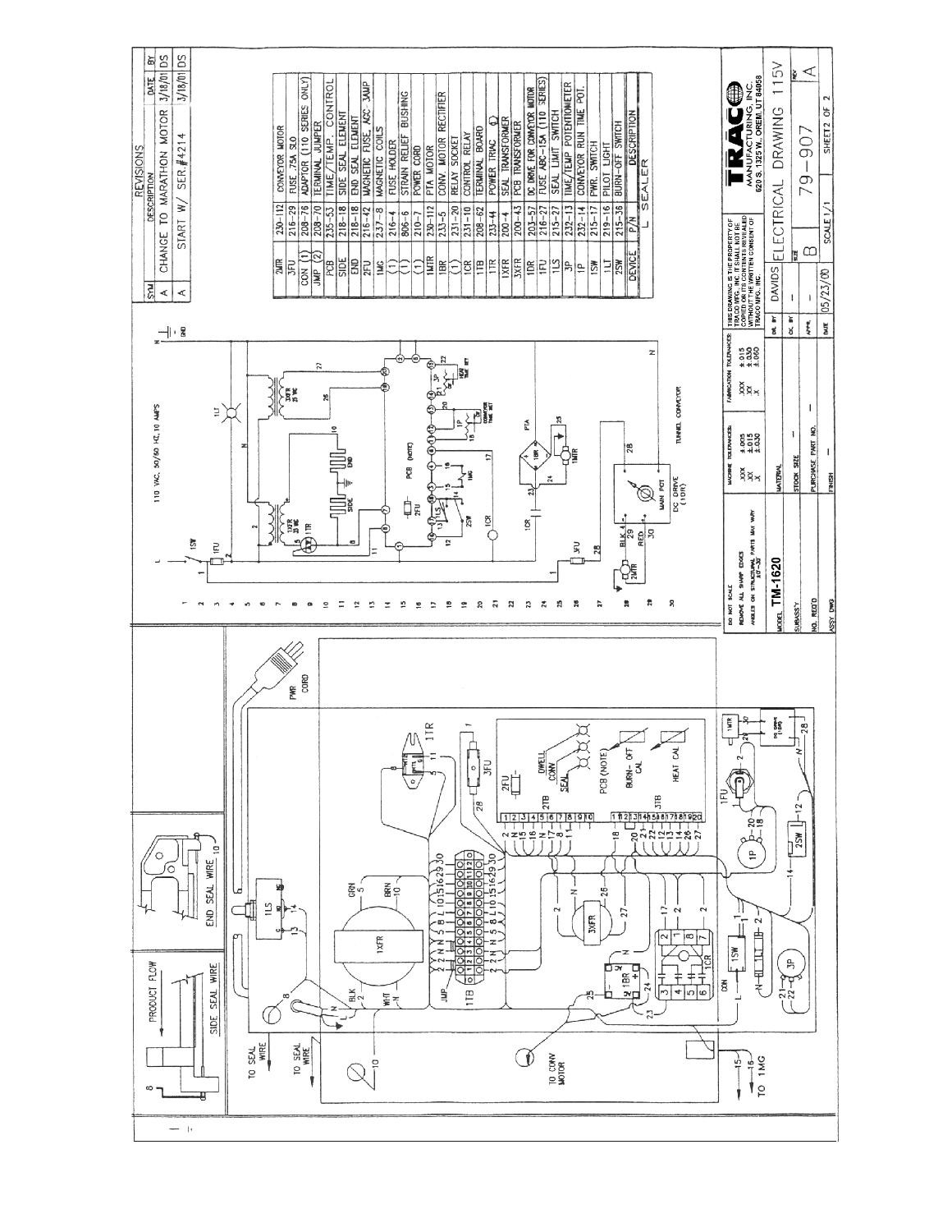## REVISIONS

| SYM | DESCRIPTION | DATE | BY |
|---|---|---|---|
| A | CHANGE TO MARATHON MOTOR | 3/18/01 | DS |
| A | START W/ SER.#4214 | 3/18/01 | DS |

| DEVICE | P/N | DESCRIPTION |
|---|---|---|
| 2MTR | 230-112 | CONVEYOR MOTOR |
| 3FU | 216-29 | FUSE .75A SLO |
| CON (1) | 208-76 | ADAPTOR (110 SERIES ONLY) |
| JMP (2) | 208-70 | TERMINAL JUMPER |
| PCB | 235-53 | TIME/TEMP. CONTROL |
| SIDE | 218-18 | SIDE SEAL ELEMENT |
| END | 218-18 | END SEAL ELEMENT |
| 2FU | 216-42 | MAGNETIC FUSE, AGC 3AMP |
| 1MG | 237-8 | MAGNETIC COILS |
| (1) | 216-4 | FUSE HOLDER |
| (1) | 806-6 | STRAIN RELIEF BUSHING |
| (1) | 210-7 | POWER CORD |
| 1MTR | 230-112 | PTA MOTOR |
| 1BR | 233-5 | CONV. MOTOR RECTIFIER |
| (1) | 231-20 | RELAY SOCKET |
| 1CR | 231-10 | CONTROL RELAY |
| 1TB | 208-62 | TERMINAL BOARD |
| 1TR | 233-44 | POWER TRIAC |
| 1XFR | 200-4 | SEAL TRANSFORMER |
| 3XFR | 200-43 | PCB TRANSFORMER |
| 1DR | 203-57 | DC DRIVE FOR CONVEYOR MOTOR |
| 1FU | 216-27 | FUSE ABC-15A (110 SERIES) |
| 1LS | 215-27 | SEAL LIMIT SWITCH |
| 3P | 232-13 | TIME/TEMP POTENTIOMETER |
| 1P | 232-14 | CONVEYOR RUN TIME POT. |
| 1SW | 215-17 | PWR. SWITCH |
| 1LT | 219-16 | PILOT LIGHT |
| 2SW | 215-36 | BURN-OFF SWITCH |

L SEALER

110 VAC, 50/60 HZ, 10 AMPS

TUNNEL CONVEYOR

DC DRIVE (1DR)

MAIN POT

PCB (NOTE)

PRODUCT FLOW

SIDE SEAL WIRE

END SEAL WIRE

TO SEAL WIRE

TO SEAL WIRE

TO CONV MOTOR

TO 1MG

PWR CORD

DWELL

CONV

SEAL

BURN-OFF CAL

HEAT CAL

DO NOT SCALE
REMOVE ALL SHARP EDGES
ANGLES ON STRUCTURAL PARTS MAY VARY ±0°-30'

| MACHINE TOLERANCES | |
|---|---|
| .XXX | ±.005 |
| .XX | ±.015 |
| .X | ±.030 |

| FABRICATION TOLERANCES | |
|---|---|
| .XXX | ±.015 |
| .XX | ±.030 |
| .X | ±.060 |

THIS DRAWING IS THE PROPERTY OF TRACO MFG. INC. IT SHALL NOT BE COPIED OR ITS CONTENTS REVEALED WITHOUT THE WRITTEN CONSENT OF TRACO MFG. INC.

MODEL TM-1620

TRACO MANUFACTURING, INC.
620 S. 1325 W. OREM, UT 84058

ELECTRICAL DRAWING 115V

DR. BY: DAVIDS

SIZE: B

79-907

REV: A

DATE: 05/23/00

SCALE 1/1

SHEET 2 OF 2